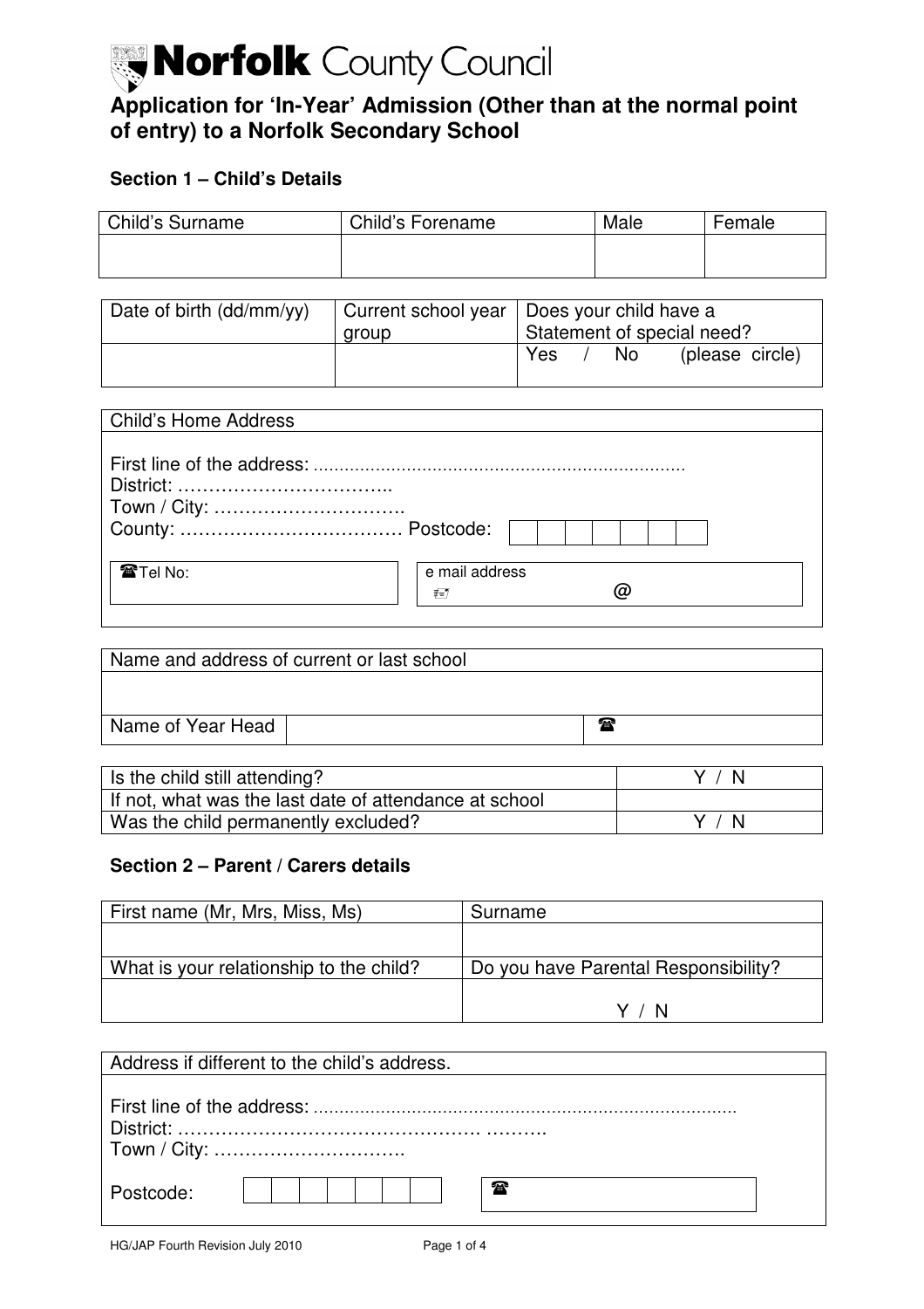# Norfolk County Council

## Application for 'In-Year' Admission (Other than at the normal point of entry) to a Norfolk Secondary School

### Section 1 – Child's Details

| Child's Surname | Child's Forename | Male | Female |
|---|---|---|---|
| | | | |

| Date of birth (dd/mm/yy) | Current school year group | Does your child have a Statement of special need? |
|---|---|---|
| | | Yes / No (please circle) |

| Child's Home Address | |
|---|---|
| First line of the address: ....................................................................... <br> District: …………………………….. <br> Town / City: …………………………. <br> County: ……………………………… Postcode: | |
| ☎Tel No: | e mail address @ |

| Name and address of current or last school | |
|---|---|
| | |
| Name of Year Head | ☎ |

| | |
|---|---|
| Is the child still attending? | Y / N |
| If not, what was the last date of attendance at school | |
| Was the child permanently excluded? | Y / N |

### Section 2 – Parent / Carers details

| First name (Mr, Mrs, Miss, Ms) | Surname |
|---|---|
| | |
| What is your relationship to the child? | Do you have Parental Responsibility? |
| | Y / N |

| Address if different to the child's address. | |
|---|---|
| First line of the address: ................................................................................ <br> District: …………………………………………. ………. <br> Town / City: …………………………. | |
| Postcode: | ☎ |

HG/JAP Fourth Revision July 2010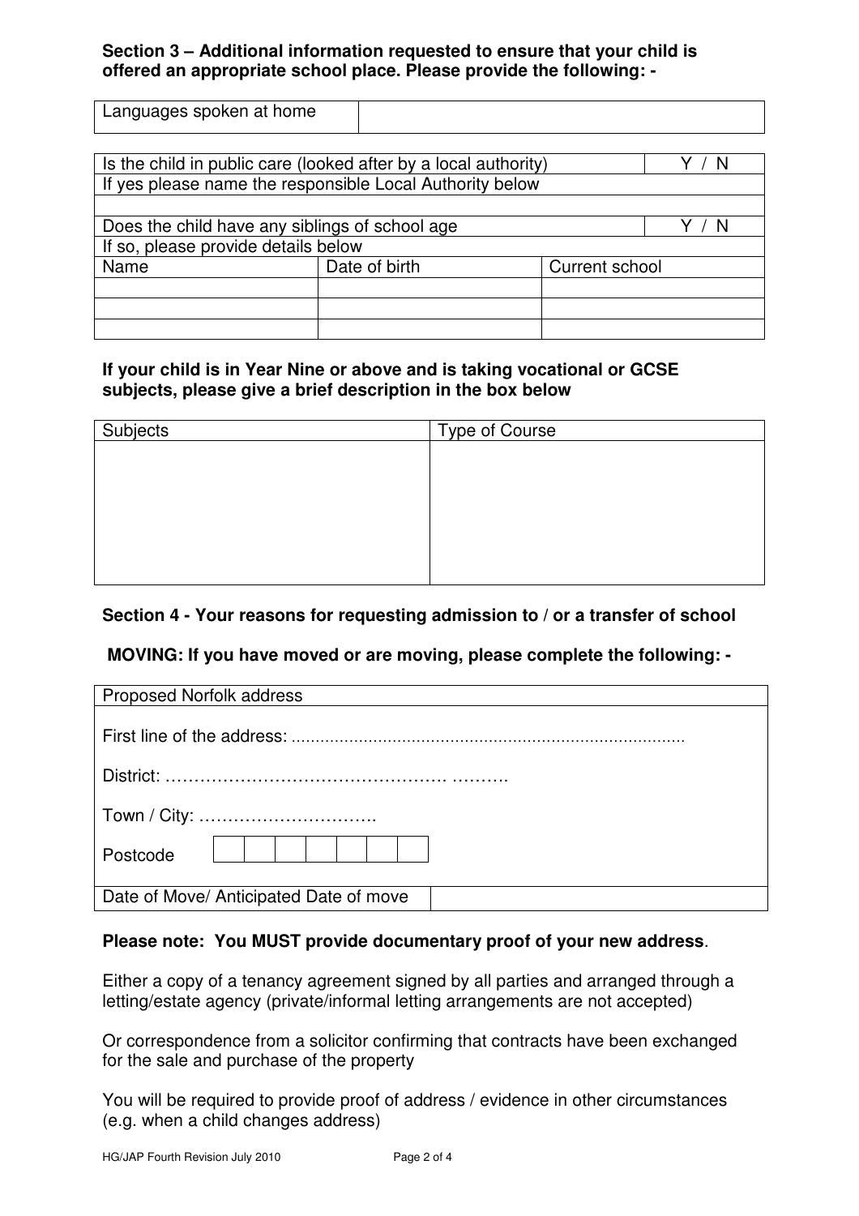**Section 3 – Additional information requested to ensure that your child is offered an appropriate school place. Please provide the following: -**

| Languages spoken at home | |
|---|---|

| Is the child in public care (looked after by a local authority) | | Y / N |
|---|---|---|
| If yes please name the responsible Local Authority below | | |
| | | |
| Does the child have any siblings of school age | | Y / N |
| If so, please provide details below | | |
| Name | Date of birth | Current school |
| | | |
| | | |
| | | |

**If your child is in Year Nine or above and is taking vocational or GCSE subjects, please give a brief description in the box below**

| Subjects | Type of Course |
|---|---|
| | |

**Section 4 - Your reasons for requesting admission to / or a transfer of school**

**MOVING: If you have moved or are moving, please complete the following: -**

| Proposed Norfolk address | |
|---|---|
| First line of the address: ................................................................................ | |
| District: …………………………………………. ………. | |
| Town / City: …………………………. | |
| Postcode | |
| Date of Move/ Anticipated Date of move | |

**Please note: You MUST provide documentary proof of your new address**.

Either a copy of a tenancy agreement signed by all parties and arranged through a letting/estate agency (private/informal letting arrangements are not accepted)

Or correspondence from a solicitor confirming that contracts have been exchanged for the sale and purchase of the property

You will be required to provide proof of address / evidence in other circumstances (e.g. when a child changes address)

HG/JAP Fourth Revision July 2010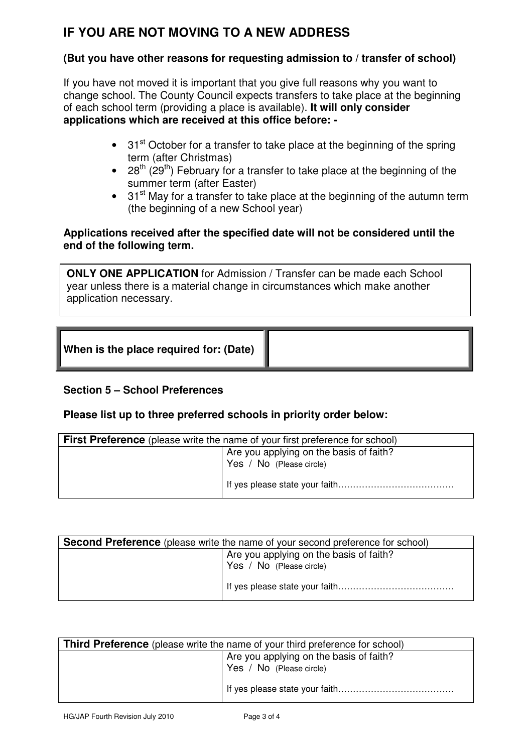# IF YOU ARE NOT MOVING TO A NEW ADDRESS

**(But you have other reasons for requesting admission to / transfer of school)**

If you have not moved it is important that you give full reasons why you want to change school. The County Council expects transfers to take place at the beginning of each school term (providing a place is available). **It will only consider applications which are received at this office before: -**

- 31st October for a transfer to take place at the beginning of the spring term (after Christmas)
- 28th (29th) February for a transfer to take place at the beginning of the summer term (after Easter)
- 31st May for a transfer to take place at the beginning of the autumn term (the beginning of a new School year)

**Applications received after the specified date will not be considered until the end of the following term.**

**ONLY ONE APPLICATION** for Admission / Transfer can be made each School year unless there is a material change in circumstances which make another application necessary.

| **When is the place required for: (Date)** | |
|---|---|

**Section 5 – School Preferences**

**Please list up to three preferred schools in priority order below:**

| **First Preference** (please write the name of your first preference for school) | |
|---|---|
| | Are you applying on the basis of faith?<br>Yes / No (Please circle)<br><br>If yes please state your faith……………………………… |

| **Second Preference** (please write the name of your second preference for school) | |
|---|---|
| | Are you applying on the basis of faith?<br>Yes / No (Please circle)<br><br>If yes please state your faith……………………………… |

| **Third Preference** (please write the name of your third preference for school) | |
|---|---|
| | Are you applying on the basis of faith?<br>Yes / No (Please circle)<br><br>If yes please state your faith……………………………… |

HG/JAP Fourth Revision July 2010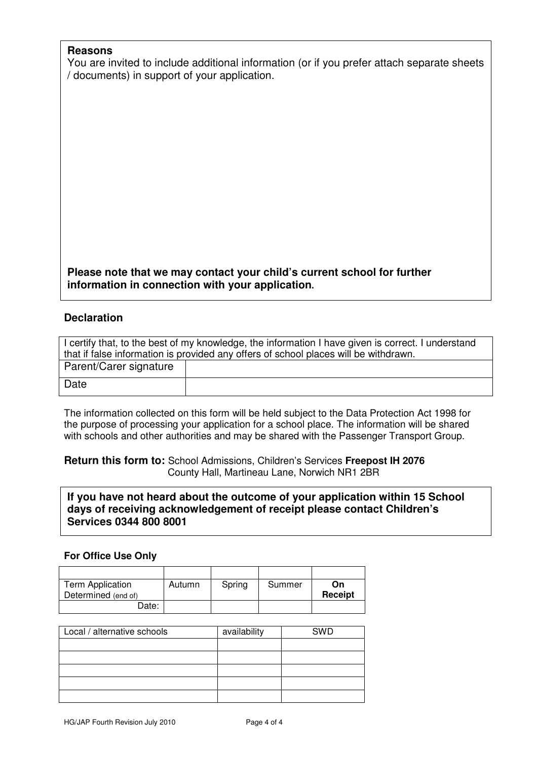**Reasons**

You are invited to include additional information (or if you prefer attach separate sheets / documents) in support of your application.

**Please note that we may contact your child's current school for further information in connection with your application.**

### Declaration

| I certify that, to the best of my knowledge, the information I have given is correct. I understand that if false information is provided any offers of school places will be withdrawn. | |
|---|---|
| Parent/Carer signature | |
| Date | |

The information collected on this form will be held subject to the Data Protection Act 1998 for the purpose of processing your application for a school place. The information will be shared with schools and other authorities and may be shared with the Passenger Transport Group.

**Return this form to:** School Admissions, Children's Services **Freepost IH 2076**
County Hall, Martineau Lane, Norwich NR1 2BR

**If you have not heard about the outcome of your application within 15 School days of receiving acknowledgement of receipt please contact Children's Services 0344 800 8001**

#### For Office Use Only

| | | | | |
|---|---|---|---|---|
| Term Application Determined (end of) | Autumn | Spring | Summer | **On Receipt** |
| Date: | | | | |

| Local / alternative schools | availability | SWD |
|---|---|---|
| | | |
| | | |
| | | |
| | | |
| | | |

HG/JAP Fourth Revision July 2010